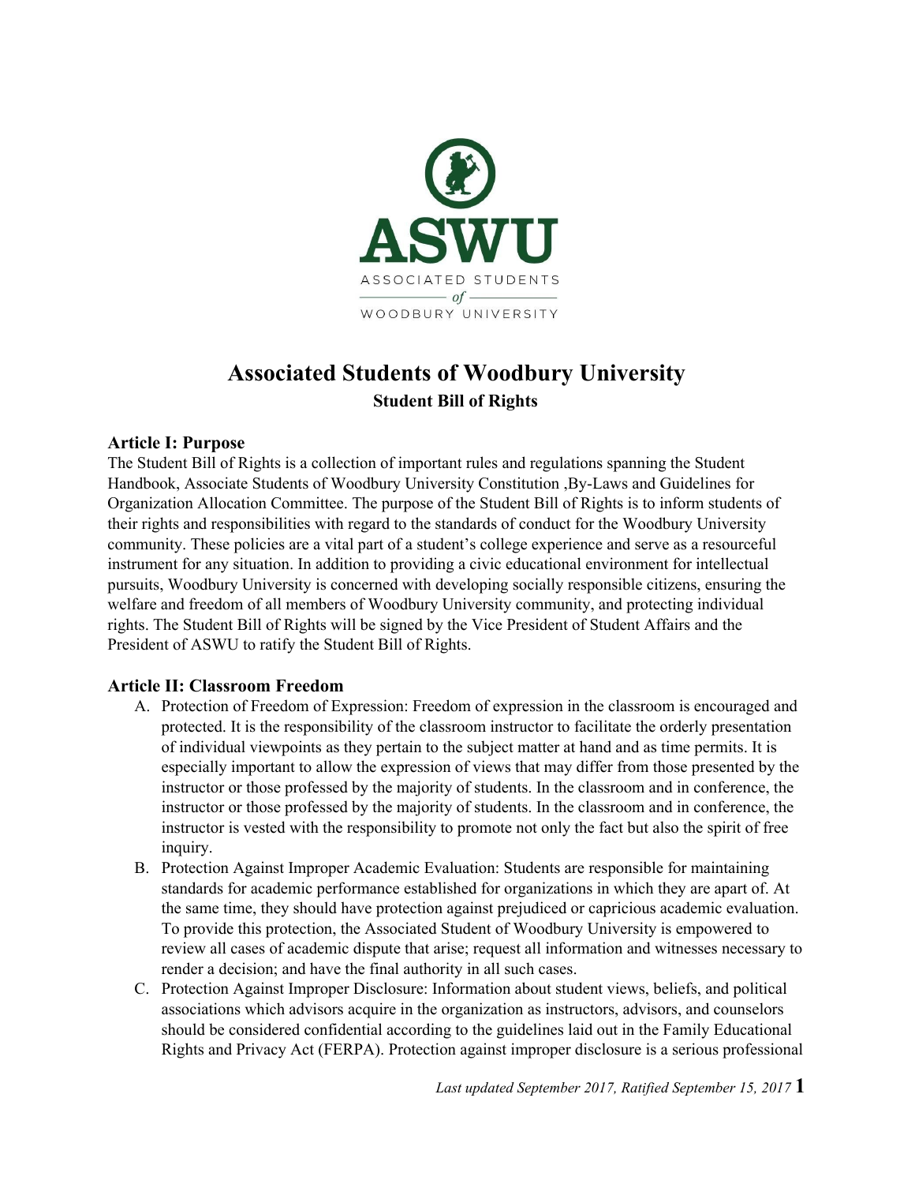ASWU

ASSOCIATED STUDENTS
*of*
WOODBURY UNIVERSITY

# Associated Students of Woodbury University

**Student Bill of Rights**

## Article I: Purpose

The Student Bill of Rights is a collection of important rules and regulations spanning the Student Handbook, Associate Students of Woodbury University Constitution ,By-Laws and Guidelines for Organization Allocation Committee. The purpose of the Student Bill of Rights is to inform students of their rights and responsibilities with regard to the standards of conduct for the Woodbury University community. These policies are a vital part of a student's college experience and serve as a resourceful instrument for any situation. In addition to providing a civic educational environment for intellectual pursuits, Woodbury University is concerned with developing socially responsible citizens, ensuring the welfare and freedom of all members of Woodbury University community, and protecting individual rights. The Student Bill of Rights will be signed by the Vice President of Student Affairs and the President of ASWU to ratify the Student Bill of Rights.

## Article II: Classroom Freedom

A. Protection of Freedom of Expression: Freedom of expression in the classroom is encouraged and protected. It is the responsibility of the classroom instructor to facilitate the orderly presentation of individual viewpoints as they pertain to the subject matter at hand and as time permits. It is especially important to allow the expression of views that may differ from those presented by the instructor or those professed by the majority of students. In the classroom and in conference, the instructor or those professed by the majority of students. In the classroom and in conference, the instructor is vested with the responsibility to promote not only the fact but also the spirit of free inquiry.

B. Protection Against Improper Academic Evaluation: Students are responsible for maintaining standards for academic performance established for organizations in which they are apart of. At the same time, they should have protection against prejudiced or capricious academic evaluation. To provide this protection, the Associated Student of Woodbury University is empowered to review all cases of academic dispute that arise; request all information and witnesses necessary to render a decision; and have the final authority in all such cases.

C. Protection Against Improper Disclosure: Information about student views, beliefs, and political associations which advisors acquire in the organization as instructors, advisors, and counselors should be considered confidential according to the guidelines laid out in the Family Educational Rights and Privacy Act (FERPA). Protection against improper disclosure is a serious professional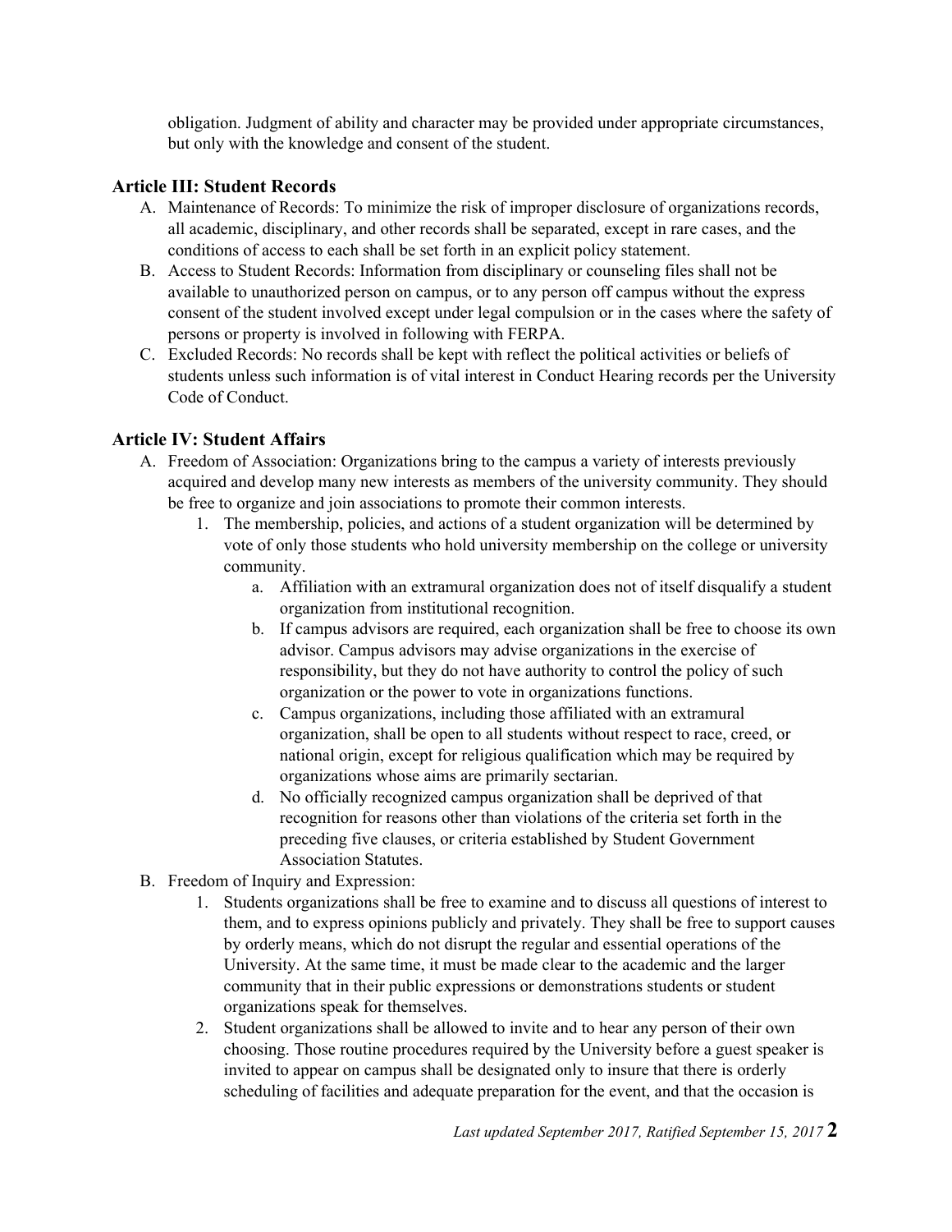obligation. Judgment of ability and character may be provided under appropriate circumstances, but only with the knowledge and consent of the student.

## Article III: Student Records

A. Maintenance of Records: To minimize the risk of improper disclosure of organizations records, all academic, disciplinary, and other records shall be separated, except in rare cases, and the conditions of access to each shall be set forth in an explicit policy statement.
B. Access to Student Records: Information from disciplinary or counseling files shall not be available to unauthorized person on campus, or to any person off campus without the express consent of the student involved except under legal compulsion or in the cases where the safety of persons or property is involved in following with FERPA.
C. Excluded Records: No records shall be kept with reflect the political activities or beliefs of students unless such information is of vital interest in Conduct Hearing records per the University Code of Conduct.

## Article IV: Student Affairs

A. Freedom of Association: Organizations bring to the campus a variety of interests previously acquired and develop many new interests as members of the university community. They should be free to organize and join associations to promote their common interests.
    1. The membership, policies, and actions of a student organization will be determined by vote of only those students who hold university membership on the college or university community.
        a. Affiliation with an extramural organization does not of itself disqualify a student organization from institutional recognition.
        b. If campus advisors are required, each organization shall be free to choose its own advisor. Campus advisors may advise organizations in the exercise of responsibility, but they do not have authority to control the policy of such organization or the power to vote in organizations functions.
        c. Campus organizations, including those affiliated with an extramural organization, shall be open to all students without respect to race, creed, or national origin, except for religious qualification which may be required by organizations whose aims are primarily sectarian.
        d. No officially recognized campus organization shall be deprived of that recognition for reasons other than violations of the criteria set forth in the preceding five clauses, or criteria established by Student Government Association Statutes.
B. Freedom of Inquiry and Expression:
    1. Students organizations shall be free to examine and to discuss all questions of interest to them, and to express opinions publicly and privately. They shall be free to support causes by orderly means, which do not disrupt the regular and essential operations of the University. At the same time, it must be made clear to the academic and the larger community that in their public expressions or demonstrations students or student organizations speak for themselves.
    2. Student organizations shall be allowed to invite and to hear any person of their own choosing. Those routine procedures required by the University before a guest speaker is invited to appear on campus shall be designated only to insure that there is orderly scheduling of facilities and adequate preparation for the event, and that the occasion is

*Last updated September 2017, Ratified September 15, 2017*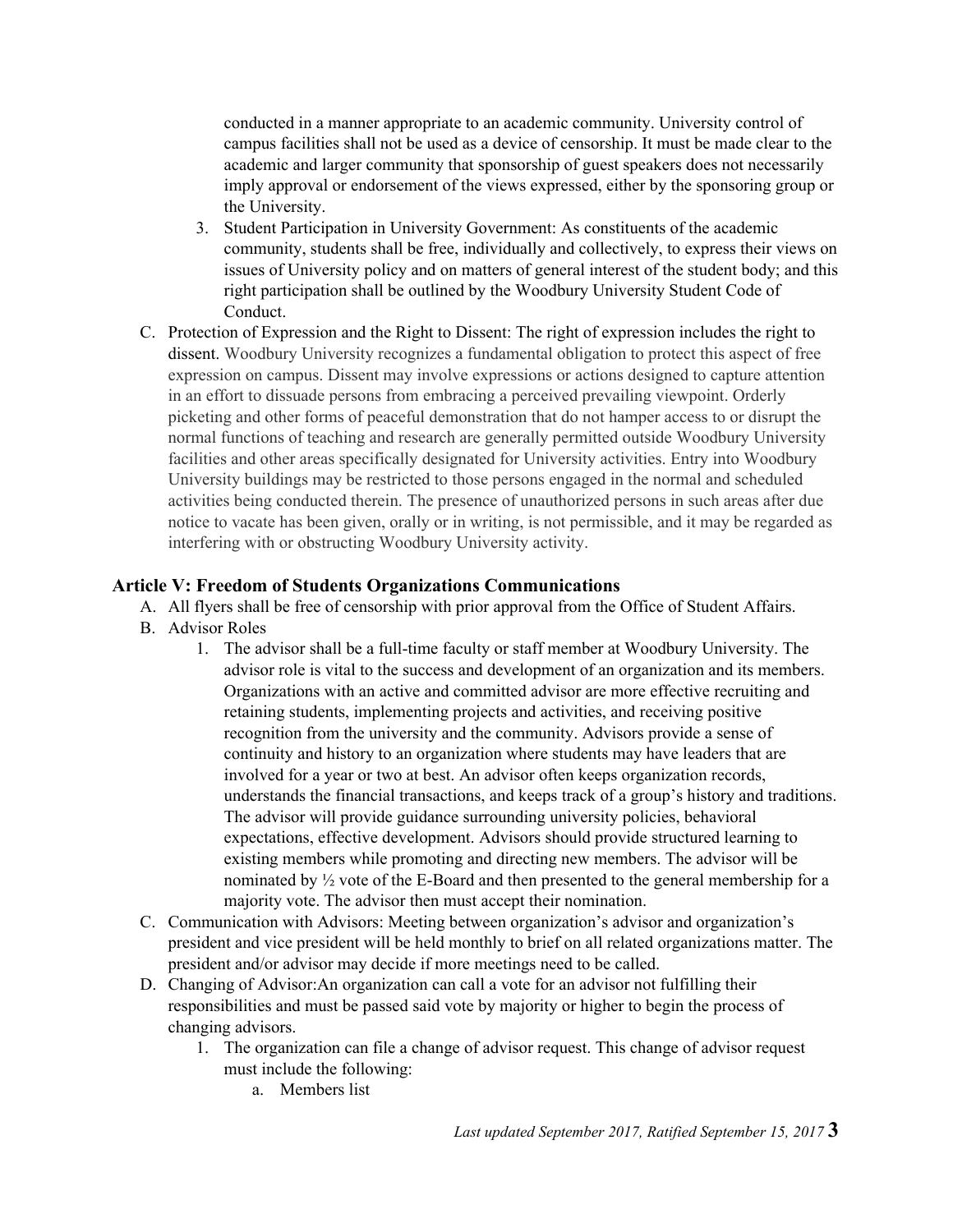conducted in a manner appropriate to an academic community. University control of campus facilities shall not be used as a device of censorship. It must be made clear to the academic and larger community that sponsorship of guest speakers does not necessarily imply approval or endorsement of the views expressed, either by the sponsoring group or the University.

3. Student Participation in University Government: As constituents of the academic community, students shall be free, individually and collectively, to express their views on issues of University policy and on matters of general interest of the student body; and this right participation shall be outlined by the Woodbury University Student Code of Conduct.

C. Protection of Expression and the Right to Dissent: The right of expression includes the right to dissent. Woodbury University recognizes a fundamental obligation to protect this aspect of free expression on campus. Dissent may involve expressions or actions designed to capture attention in an effort to dissuade persons from embracing a perceived prevailing viewpoint. Orderly picketing and other forms of peaceful demonstration that do not hamper access to or disrupt the normal functions of teaching and research are generally permitted outside Woodbury University facilities and other areas specifically designated for University activities. Entry into Woodbury University buildings may be restricted to those persons engaged in the normal and scheduled activities being conducted therein. The presence of unauthorized persons in such areas after due notice to vacate has been given, orally or in writing, is not permissible, and it may be regarded as interfering with or obstructing Woodbury University activity.

## Article V: Freedom of Students Organizations Communications

A. All flyers shall be free of censorship with prior approval from the Office of Student Affairs.

B. Advisor Roles

1. The advisor shall be a full-time faculty or staff member at Woodbury University. The advisor role is vital to the success and development of an organization and its members. Organizations with an active and committed advisor are more effective recruiting and retaining students, implementing projects and activities, and receiving positive recognition from the university and the community. Advisors provide a sense of continuity and history to an organization where students may have leaders that are involved for a year or two at best. An advisor often keeps organization records, understands the financial transactions, and keeps track of a group's history and traditions. The advisor will provide guidance surrounding university policies, behavioral expectations, effective development. Advisors should provide structured learning to existing members while promoting and directing new members. The advisor will be nominated by ½ vote of the E-Board and then presented to the general membership for a majority vote. The advisor then must accept their nomination.

C. Communication with Advisors: Meeting between organization's advisor and organization's president and vice president will be held monthly to brief on all related organizations matter. The president and/or advisor may decide if more meetings need to be called.

D. Changing of Advisor:An organization can call a vote for an advisor not fulfilling their responsibilities and must be passed said vote by majority or higher to begin the process of changing advisors.

1. The organization can file a change of advisor request. This change of advisor request must include the following:

    a. Members list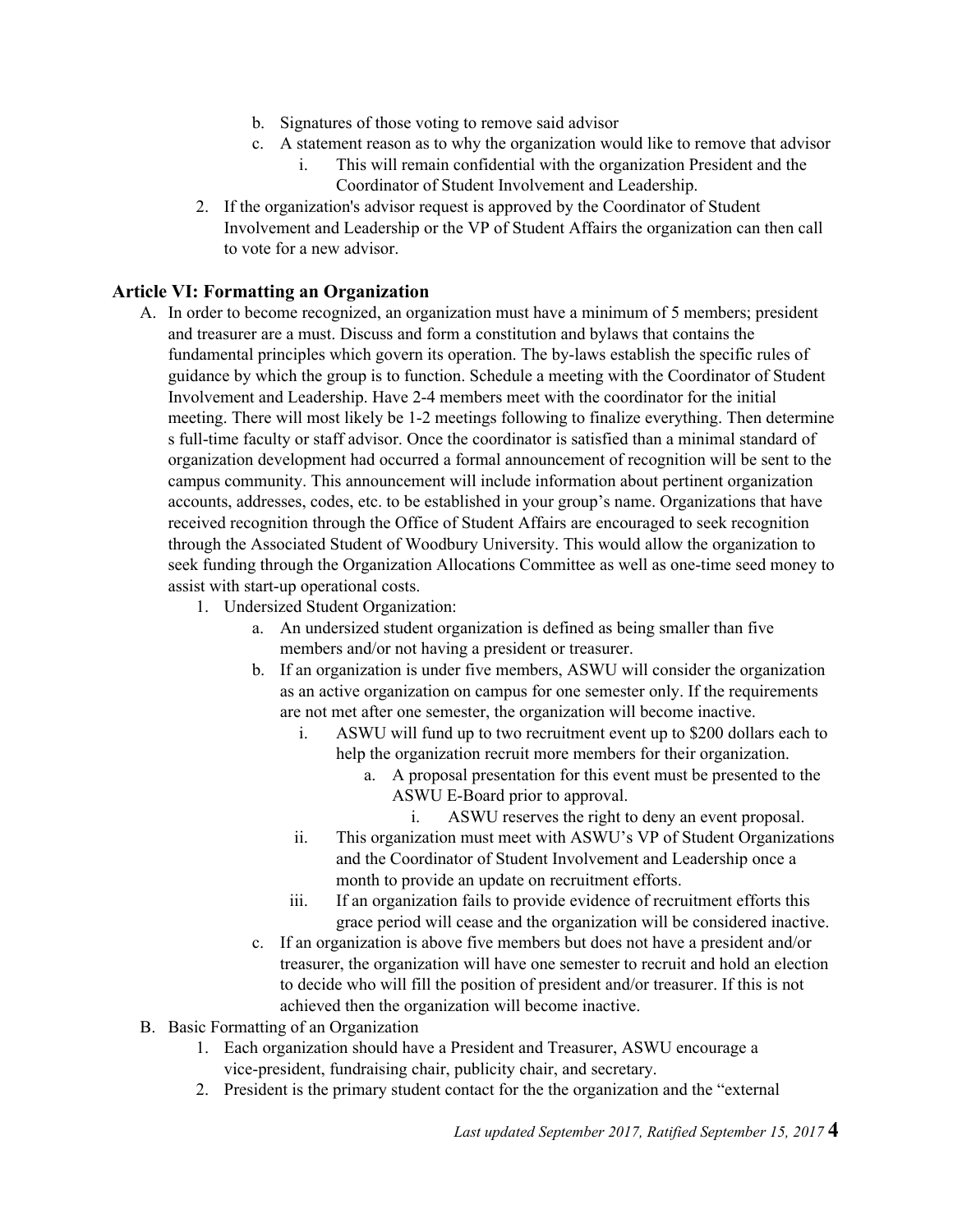b. Signatures of those voting to remove said advisor
    c. A statement reason as to why the organization would like to remove that advisor
        i. This will remain confidential with the organization President and the Coordinator of Student Involvement and Leadership.
2. If the organization's advisor request is approved by the Coordinator of Student Involvement and Leadership or the VP of Student Affairs the organization can then call to vote for a new advisor.

## Article VI: Formatting an Organization

A. In order to become recognized, an organization must have a minimum of 5 members; president and treasurer are a must. Discuss and form a constitution and bylaws that contains the fundamental principles which govern its operation. The by-laws establish the specific rules of guidance by which the group is to function. Schedule a meeting with the Coordinator of Student Involvement and Leadership. Have 2-4 members meet with the coordinator for the initial meeting. There will most likely be 1-2 meetings following to finalize everything. Then determine s full-time faculty or staff advisor. Once the coordinator is satisfied than a minimal standard of organization development had occurred a formal announcement of recognition will be sent to the campus community. This announcement will include information about pertinent organization accounts, addresses, codes, etc. to be established in your group's name. Organizations that have received recognition through the Office of Student Affairs are encouraged to seek recognition through the Associated Student of Woodbury University. This would allow the organization to seek funding through the Organization Allocations Committee as well as one-time seed money to assist with start-up operational costs.
    1. Undersized Student Organization:
        a. An undersized student organization is defined as being smaller than five members and/or not having a president or treasurer.
        b. If an organization is under five members, ASWU will consider the organization as an active organization on campus for one semester only. If the requirements are not met after one semester, the organization will become inactive.
            i. ASWU will fund up to two recruitment event up to $200 dollars each to help the organization recruit more members for their organization.
                a. A proposal presentation for this event must be presented to the ASWU E-Board prior to approval.
                    i. ASWU reserves the right to deny an event proposal.
            ii. This organization must meet with ASWU's VP of Student Organizations and the Coordinator of Student Involvement and Leadership once a month to provide an update on recruitment efforts.
            iii. If an organization fails to provide evidence of recruitment efforts this grace period will cease and the organization will be considered inactive.
        c. If an organization is above five members but does not have a president and/or treasurer, the organization will have one semester to recruit and hold an election to decide who will fill the position of president and/or treasurer. If this is not achieved then the organization will become inactive.

B. Basic Formatting of an Organization
    1. Each organization should have a President and Treasurer, ASWU encourage a vice-president, fundraising chair, publicity chair, and secretary.
    2. President is the primary student contact for the the organization and the "external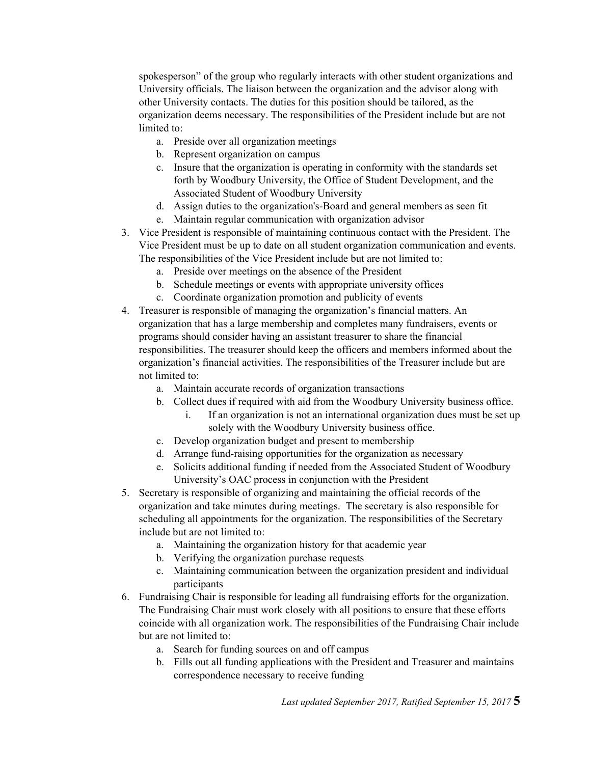spokesperson" of the group who regularly interacts with other student organizations and University officials. The liaison between the organization and the advisor along with other University contacts. The duties for this position should be tailored, as the organization deems necessary. The responsibilities of the President include but are not limited to:

   a. Preside over all organization meetings
   b. Represent organization on campus
   c. Insure that the organization is operating in conformity with the standards set forth by Woodbury University, the Office of Student Development, and the Associated Student of Woodbury University
   d. Assign duties to the organization's-Board and general members as seen fit
   e. Maintain regular communication with organization advisor

3. Vice President is responsible of maintaining continuous contact with the President. The Vice President must be up to date on all student organization communication and events. The responsibilities of the Vice President include but are not limited to:
   a. Preside over meetings on the absence of the President
   b. Schedule meetings or events with appropriate university offices
   c. Coordinate organization promotion and publicity of events
4. Treasurer is responsible of managing the organization's financial matters. An organization that has a large membership and completes many fundraisers, events or programs should consider having an assistant treasurer to share the financial responsibilities. The treasurer should keep the officers and members informed about the organization's financial activities. The responsibilities of the Treasurer include but are not limited to:
   a. Maintain accurate records of organization transactions
   b. Collect dues if required with aid from the Woodbury University business office.
      i. If an organization is not an international organization dues must be set up solely with the Woodbury University business office.
   c. Develop organization budget and present to membership
   d. Arrange fund-raising opportunities for the organization as necessary
   e. Solicits additional funding if needed from the Associated Student of Woodbury University's OAC process in conjunction with the President
5. Secretary is responsible of organizing and maintaining the official records of the organization and take minutes during meetings. The secretary is also responsible for scheduling all appointments for the organization. The responsibilities of the Secretary include but are not limited to:
   a. Maintaining the organization history for that academic year
   b. Verifying the organization purchase requests
   c. Maintaining communication between the organization president and individual participants
6. Fundraising Chair is responsible for leading all fundraising efforts for the organization. The Fundraising Chair must work closely with all positions to ensure that these efforts coincide with all organization work. The responsibilities of the Fundraising Chair include but are not limited to:
   a. Search for funding sources on and off campus
   b. Fills out all funding applications with the President and Treasurer and maintains correspondence necessary to receive funding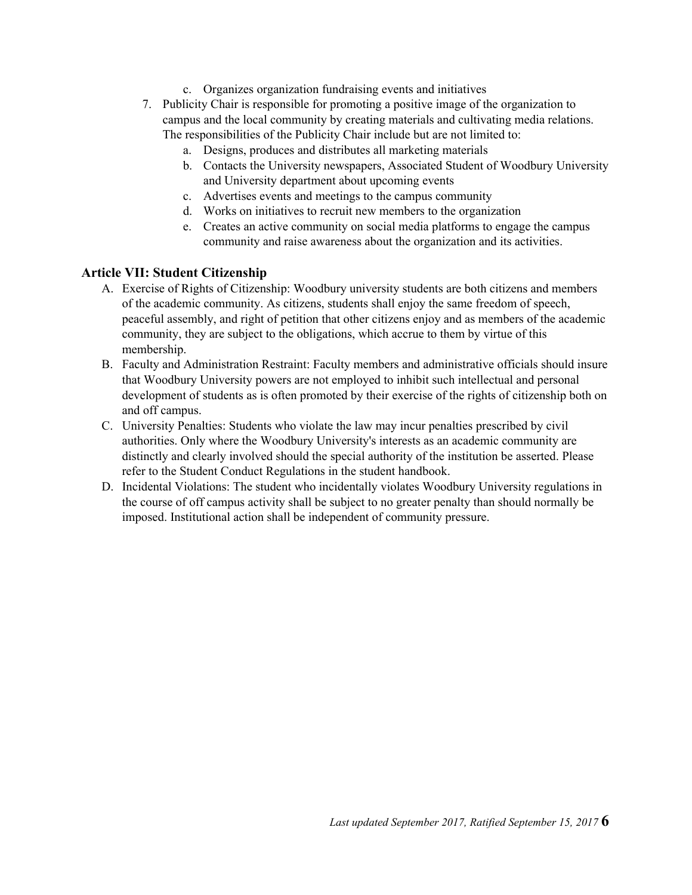c. Organizes organization fundraising events and initiatives

7. Publicity Chair is responsible for promoting a positive image of the organization to campus and the local community by creating materials and cultivating media relations. The responsibilities of the Publicity Chair include but are not limited to:
   a. Designs, produces and distributes all marketing materials
   b. Contacts the University newspapers, Associated Student of Woodbury University and University department about upcoming events
   c. Advertises events and meetings to the campus community
   d. Works on initiatives to recruit new members to the organization
   e. Creates an active community on social media platforms to engage the campus community and raise awareness about the organization and its activities.

### Article VII: Student Citizenship

A. Exercise of Rights of Citizenship: Woodbury university students are both citizens and members of the academic community. As citizens, students shall enjoy the same freedom of speech, peaceful assembly, and right of petition that other citizens enjoy and as members of the academic community, they are subject to the obligations, which accrue to them by virtue of this membership.

B. Faculty and Administration Restraint: Faculty members and administrative officials should insure that Woodbury University powers are not employed to inhibit such intellectual and personal development of students as is often promoted by their exercise of the rights of citizenship both on and off campus.

C. University Penalties: Students who violate the law may incur penalties prescribed by civil authorities. Only where the Woodbury University's interests as an academic community are distinctly and clearly involved should the special authority of the institution be asserted. Please refer to the Student Conduct Regulations in the student handbook.

D. Incidental Violations: The student who incidentally violates Woodbury University regulations in the course of off campus activity shall be subject to no greater penalty than should normally be imposed. Institutional action shall be independent of community pressure.